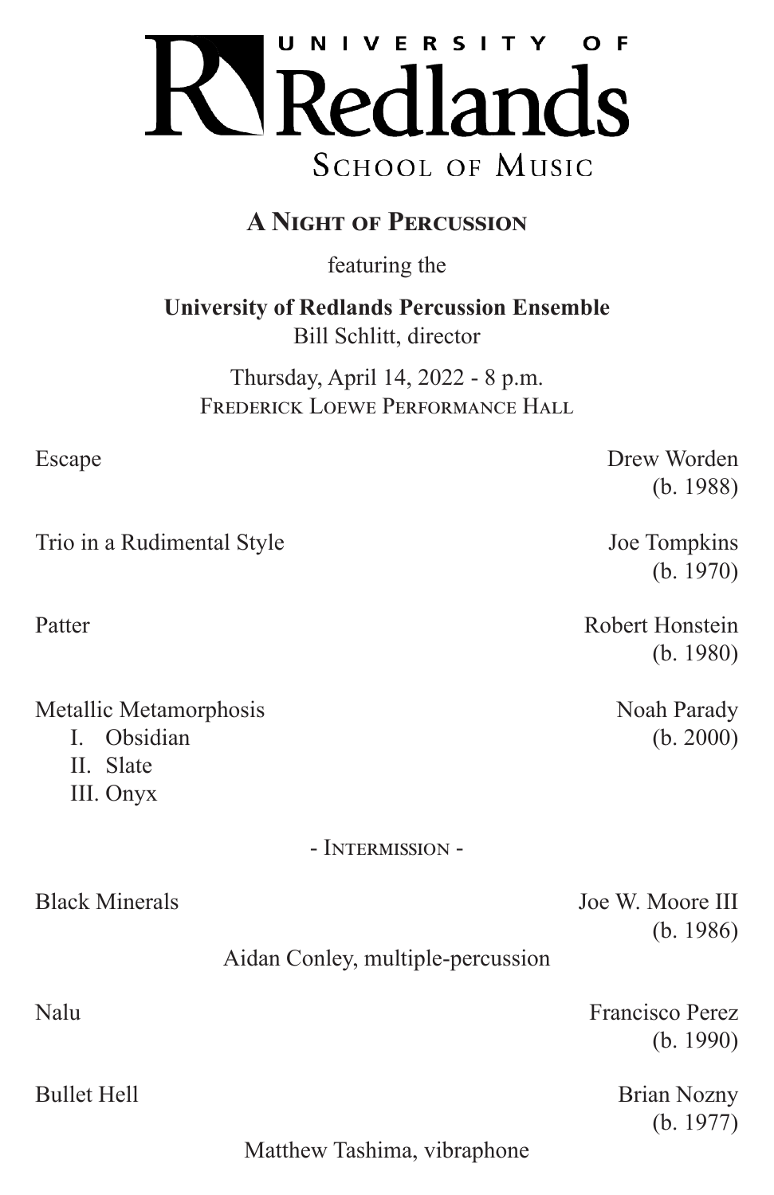# UNIVERSITY OF Redlands

SCHOOL OF MUSIC

## A NIGHT OF PERCUSSION

featuring the

**University of Redlands Percussion Ensemble**
Bill Schlitt, director

Thursday, April 14, 2022 - 8 p.m.
FREDERICK LOEWE PERFORMANCE HALL

Escape — Drew Worden (b. 1988)

Trio in a Rudimental Style — Joe Tompkins (b. 1970)

Patter — Robert Honstein (b. 1980)

Metallic Metamorphosis — Noah Parady (b. 2000)

I. Obsidian
II. Slate
III. Onyx

\- INTERMISSION -

Black Minerals — Joe W. Moore III (b. 1986)

Aidan Conley, multiple-percussion

Nalu — Francisco Perez (b. 1990)

Bullet Hell — Brian Nozny (b. 1977)

Matthew Tashima, vibraphone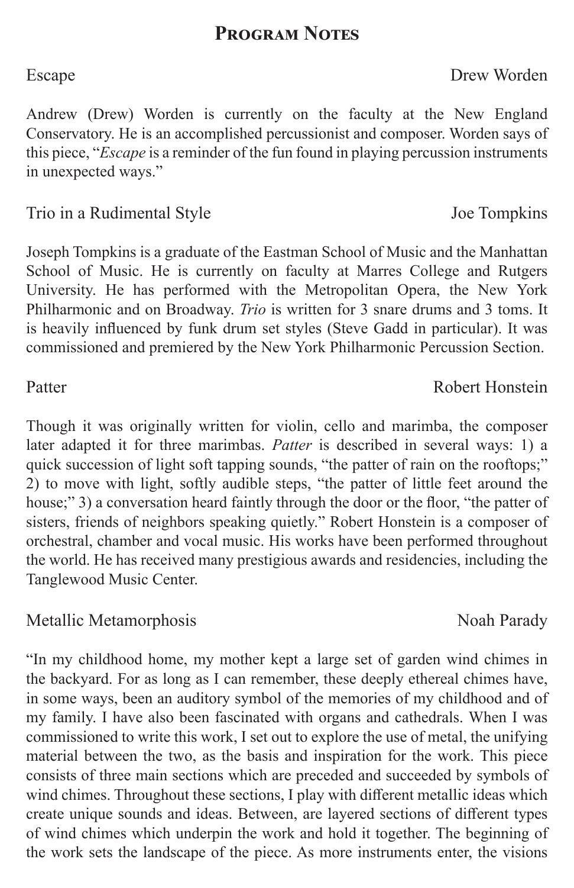# Program Notes

Escape — Drew Worden

Andrew (Drew) Worden is currently on the faculty at the New England Conservatory. He is an accomplished percussionist and composer. Worden says of this piece, "*Escape* is a reminder of the fun found in playing percussion instruments in unexpected ways."

Trio in a Rudimental Style — Joe Tompkins

Joseph Tompkins is a graduate of the Eastman School of Music and the Manhattan School of Music. He is currently on faculty at Marres College and Rutgers University. He has performed with the Metropolitan Opera, the New York Philharmonic and on Broadway. *Trio* is written for 3 snare drums and 3 toms. It is heavily influenced by funk drum set styles (Steve Gadd in particular). It was commissioned and premiered by the New York Philharmonic Percussion Section.

Patter — Robert Honstein

Though it was originally written for violin, cello and marimba, the composer later adapted it for three marimbas. *Patter* is described in several ways: 1) a quick succession of light soft tapping sounds, "the patter of rain on the rooftops;" 2) to move with light, softly audible steps, "the patter of little feet around the house;" 3) a conversation heard faintly through the door or the floor, "the patter of sisters, friends of neighbors speaking quietly." Robert Honstein is a composer of orchestral, chamber and vocal music. His works have been performed throughout the world. He has received many prestigious awards and residencies, including the Tanglewood Music Center.

Metallic Metamorphosis — Noah Parady

"In my childhood home, my mother kept a large set of garden wind chimes in the backyard. For as long as I can remember, these deeply ethereal chimes have, in some ways, been an auditory symbol of the memories of my childhood and of my family. I have also been fascinated with organs and cathedrals. When I was commissioned to write this work, I set out to explore the use of metal, the unifying material between the two, as the basis and inspiration for the work. This piece consists of three main sections which are preceded and succeeded by symbols of wind chimes. Throughout these sections, I play with different metallic ideas which create unique sounds and ideas. Between, are layered sections of different types of wind chimes which underpin the work and hold it together. The beginning of the work sets the landscape of the piece. As more instruments enter, the visions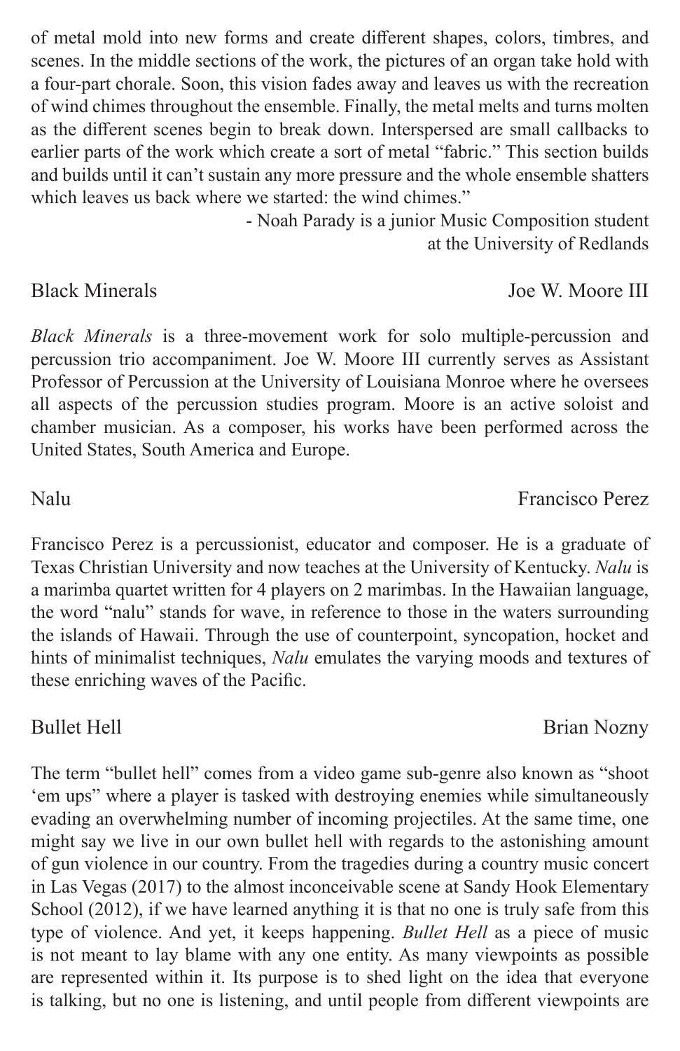of metal mold into new forms and create different shapes, colors, timbres, and scenes. In the middle sections of the work, the pictures of an organ take hold with a four-part chorale. Soon, this vision fades away and leaves us with the recreation of wind chimes throughout the ensemble. Finally, the metal melts and turns molten as the different scenes begin to break down. Interspersed are small callbacks to earlier parts of the work which create a sort of metal "fabric." This section builds and builds until it can't sustain any more pressure and the whole ensemble shatters which leaves us back where we started: the wind chimes."

- Noah Parady is a junior Music Composition student at the University of Redlands

Black Minerals — Joe W. Moore III

*Black Minerals* is a three-movement work for solo multiple-percussion and percussion trio accompaniment. Joe W. Moore III currently serves as Assistant Professor of Percussion at the University of Louisiana Monroe where he oversees all aspects of the percussion studies program. Moore is an active soloist and chamber musician. As a composer, his works have been performed across the United States, South America and Europe.

Nalu — Francisco Perez

Francisco Perez is a percussionist, educator and composer. He is a graduate of Texas Christian University and now teaches at the University of Kentucky. *Nalu* is a marimba quartet written for 4 players on 2 marimbas. In the Hawaiian language, the word "nalu" stands for wave, in reference to those in the waters surrounding the islands of Hawaii. Through the use of counterpoint, syncopation, hocket and hints of minimalist techniques, *Nalu* emulates the varying moods and textures of these enriching waves of the Pacific.

Bullet Hell — Brian Nozny

The term "bullet hell" comes from a video game sub-genre also known as "shoot 'em ups" where a player is tasked with destroying enemies while simultaneously evading an overwhelming number of incoming projectiles. At the same time, one might say we live in our own bullet hell with regards to the astonishing amount of gun violence in our country. From the tragedies during a country music concert in Las Vegas (2017) to the almost inconceivable scene at Sandy Hook Elementary School (2012), if we have learned anything it is that no one is truly safe from this type of violence. And yet, it keeps happening. *Bullet Hell* as a piece of music is not meant to lay blame with any one entity. As many viewpoints as possible are represented within it. Its purpose is to shed light on the idea that everyone is talking, but no one is listening, and until people from different viewpoints are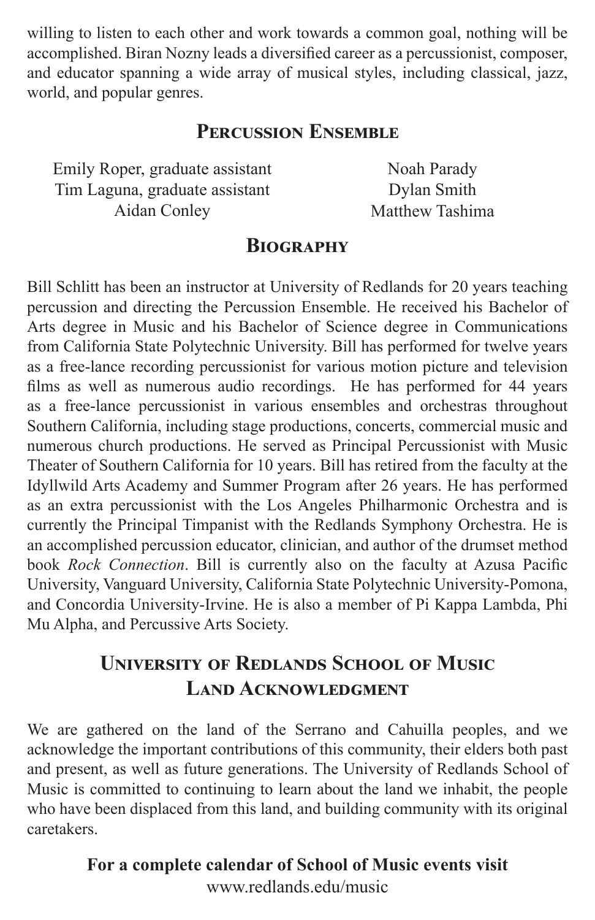willing to listen to each other and work towards a common goal, nothing will be accomplished. Biran Nozny leads a diversified career as a percussionist, composer, and educator spanning a wide array of musical styles, including classical, jazz, world, and popular genres.

## Percussion Ensemble

Emily Roper, graduate assistant
Tim Laguna, graduate assistant
Aidan Conley
Noah Parady
Dylan Smith
Matthew Tashima

## Biography

Bill Schlitt has been an instructor at University of Redlands for 20 years teaching percussion and directing the Percussion Ensemble. He received his Bachelor of Arts degree in Music and his Bachelor of Science degree in Communications from California State Polytechnic University. Bill has performed for twelve years as a free-lance recording percussionist for various motion picture and television films as well as numerous audio recordings. He has performed for 44 years as a free-lance percussionist in various ensembles and orchestras throughout Southern California, including stage productions, concerts, commercial music and numerous church productions. He served as Principal Percussionist with Music Theater of Southern California for 10 years. Bill has retired from the faculty at the Idyllwild Arts Academy and Summer Program after 26 years. He has performed as an extra percussionist with the Los Angeles Philharmonic Orchestra and is currently the Principal Timpanist with the Redlands Symphony Orchestra. He is an accomplished percussion educator, clinician, and author of the drumset method book *Rock Connection*. Bill is currently also on the faculty at Azusa Pacific University, Vanguard University, California State Polytechnic University-Pomona, and Concordia University-Irvine. He is also a member of Pi Kappa Lambda, Phi Mu Alpha, and Percussive Arts Society.

## University of Redlands School of Music Land Acknowledgment

We are gathered on the land of the Serrano and Cahuilla peoples, and we acknowledge the important contributions of this community, their elders both past and present, as well as future generations. The University of Redlands School of Music is committed to continuing to learn about the land we inhabit, the people who have been displaced from this land, and building community with its original caretakers.

**For a complete calendar of School of Music events visit**
www.redlands.edu/music